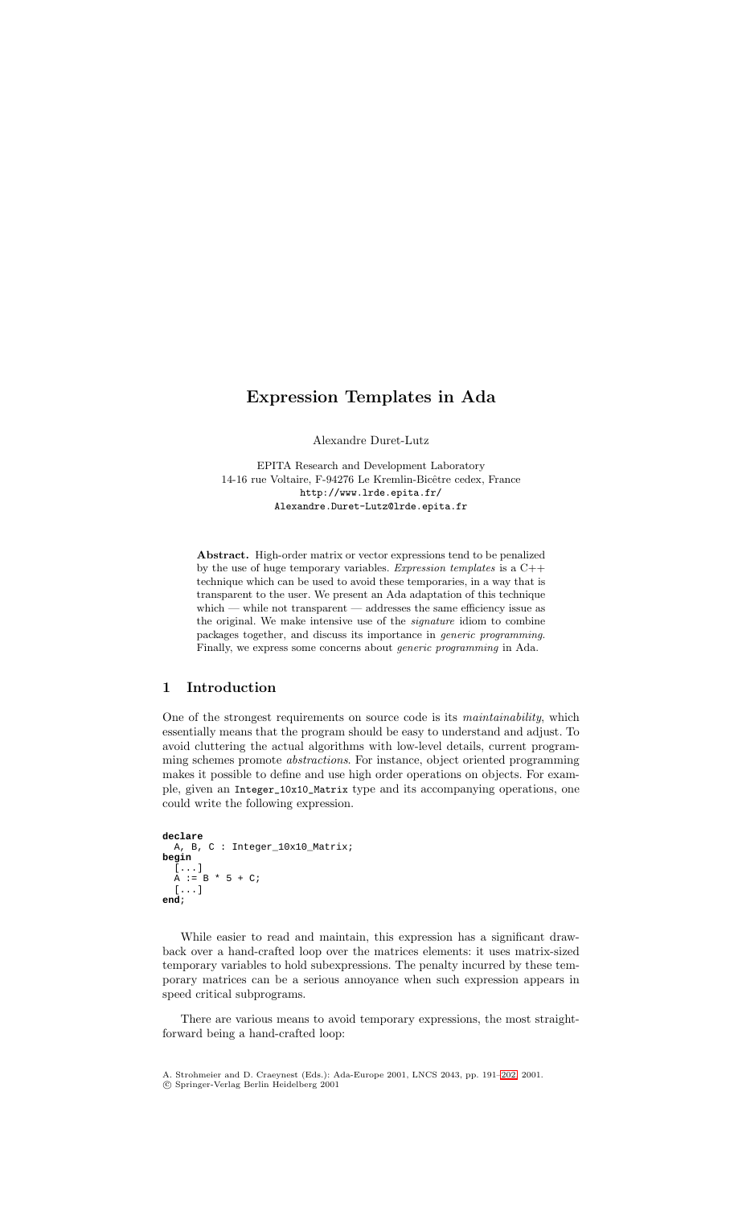# Expression Templates in Ada

Alexandre Duret-Lutz

EPITA Research and Development Laboratory
14-16 rue Voltaire, F-94276 Le Kremlin-Bicêtre cedex, France
http://www.lrde.epita.fr/
Alexandre.Duret-Lutz@lrde.epita.fr

**Abstract.** High-order matrix or vector expressions tend to be penalized by the use of huge temporary variables. *Expression templates* is a C++ technique which can be used to avoid these temporaries, in a way that is transparent to the user. We present an Ada adaptation of this technique which — while not transparent — addresses the same efficiency issue as the original. We make intensive use of the *signature* idiom to combine packages together, and discuss its importance in *generic programming*. Finally, we express some concerns about *generic programming* in Ada.

## 1 Introduction

One of the strongest requirements on source code is its *maintainability*, which essentially means that the program should be easy to understand and adjust. To avoid cluttering the actual algorithms with low-level details, current programming schemes promote *abstractions*. For instance, object oriented programming makes it possible to define and use high order operations on objects. For example, given an Integer_10x10_Matrix type and its accompanying operations, one could write the following expression.

```
declare
  A, B, C : Integer_10x10_Matrix;
begin
  [...]
  A := B * 5 + C;
  [...]
end;
```

While easier to read and maintain, this expression has a significant drawback over a hand-crafted loop over the matrices elements: it uses matrix-sized temporary variables to hold subexpressions. The penalty incurred by these temporary matrices can be a serious annoyance when such expression appears in speed critical subprograms.

There are various means to avoid temporary expressions, the most straightforward being a hand-crafted loop:

A. Strohmeier and D. Craeynest (Eds.): Ada-Europe 2001, LNCS 2043, pp. 191–202, 2001.
© Springer-Verlag Berlin Heidelberg 2001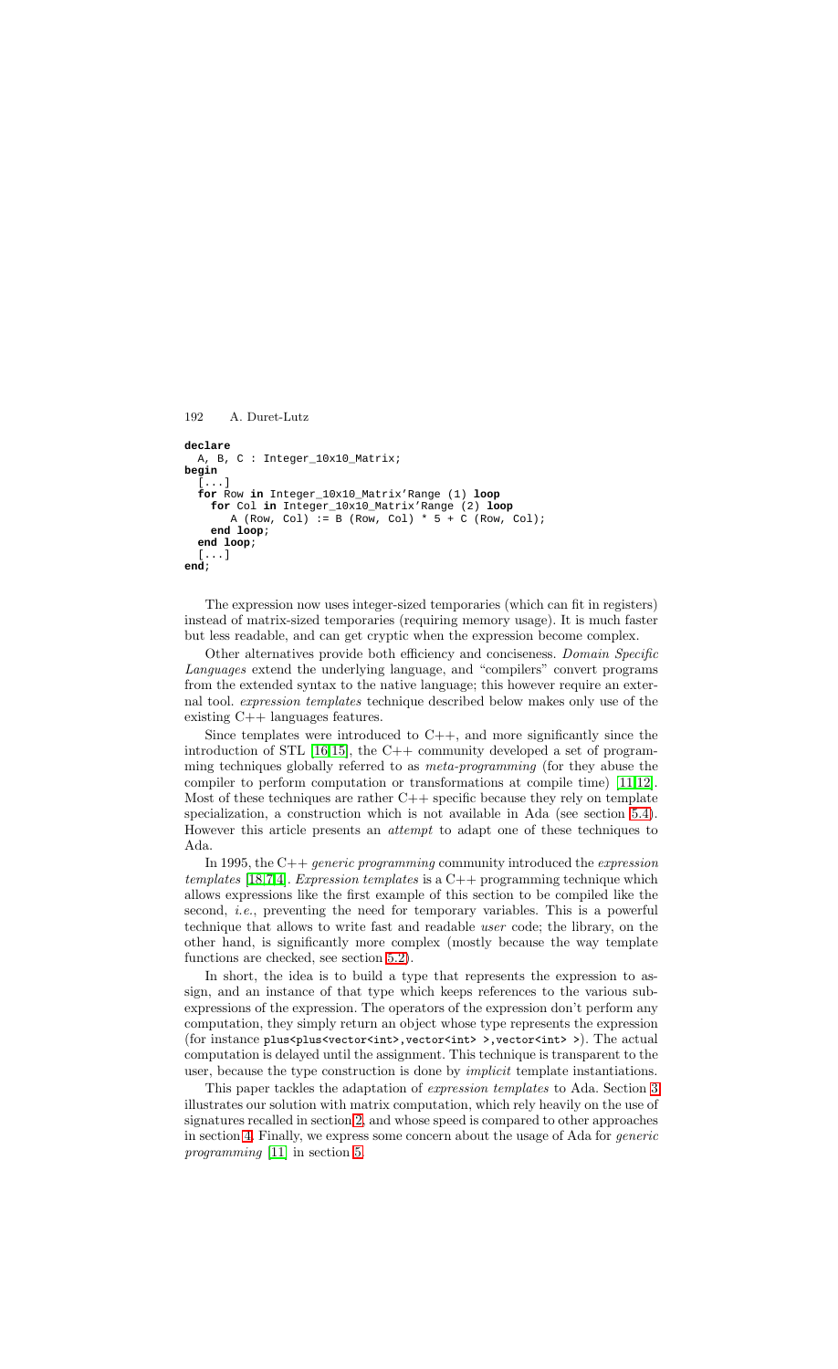```
declare
  A, B, C : Integer_10x10_Matrix;
begin
  [...]
  for Row in Integer_10x10_Matrix'Range (1) loop
    for Col in Integer_10x10_Matrix'Range (2) loop
       A (Row, Col) := B (Row, Col) * 5 + C (Row, Col);
    end loop;
  end loop;
  [...]
end;
```

The expression now uses integer-sized temporaries (which can fit in registers) instead of matrix-sized temporaries (requiring memory usage). It is much faster but less readable, and can get cryptic when the expression become complex.

Other alternatives provide both efficiency and conciseness. *Domain Specific Languages* extend the underlying language, and "compilers" convert programs from the extended syntax to the native language; this however require an external tool. *expression templates* technique described below makes only use of the existing C++ languages features.

Since templates were introduced to C++, and more significantly since the introduction of STL [16,15], the C++ community developed a set of programming techniques globally referred to as *meta-programming* (for they abuse the compiler to perform computation or transformations at compile time) [11,12]. Most of these techniques are rather C++ specific because they rely on template specialization, a construction which is not available in Ada (see section 5.4). However this article presents an *attempt* to adapt one of these techniques to Ada.

In 1995, the C++ *generic programming* community introduced the *expression templates* [18,7,4]. *Expression templates* is a C++ programming technique which allows expressions like the first example of this section to be compiled like the second, *i.e.*, preventing the need for temporary variables. This is a powerful technique that allows to write fast and readable *user* code; the library, on the other hand, is significantly more complex (mostly because the way template functions are checked, see section 5.2).

In short, the idea is to build a type that represents the expression to assign, and an instance of that type which keeps references to the various subexpressions of the expression. The operators of the expression don't perform any computation, they simply return an object whose type represents the expression (for instance `plus<plus<vector<int>,vector<int> >,vector<int> >`). The actual computation is delayed until the assignment. This technique is transparent to the user, because the type construction is done by *implicit* template instantiations.

This paper tackles the adaptation of *expression templates* to Ada. Section 3 illustrates our solution with matrix computation, which rely heavily on the use of signatures recalled in section 2, and whose speed is compared to other approaches in section 4. Finally, we express some concern about the usage of Ada for *generic programming* [11] in section 5.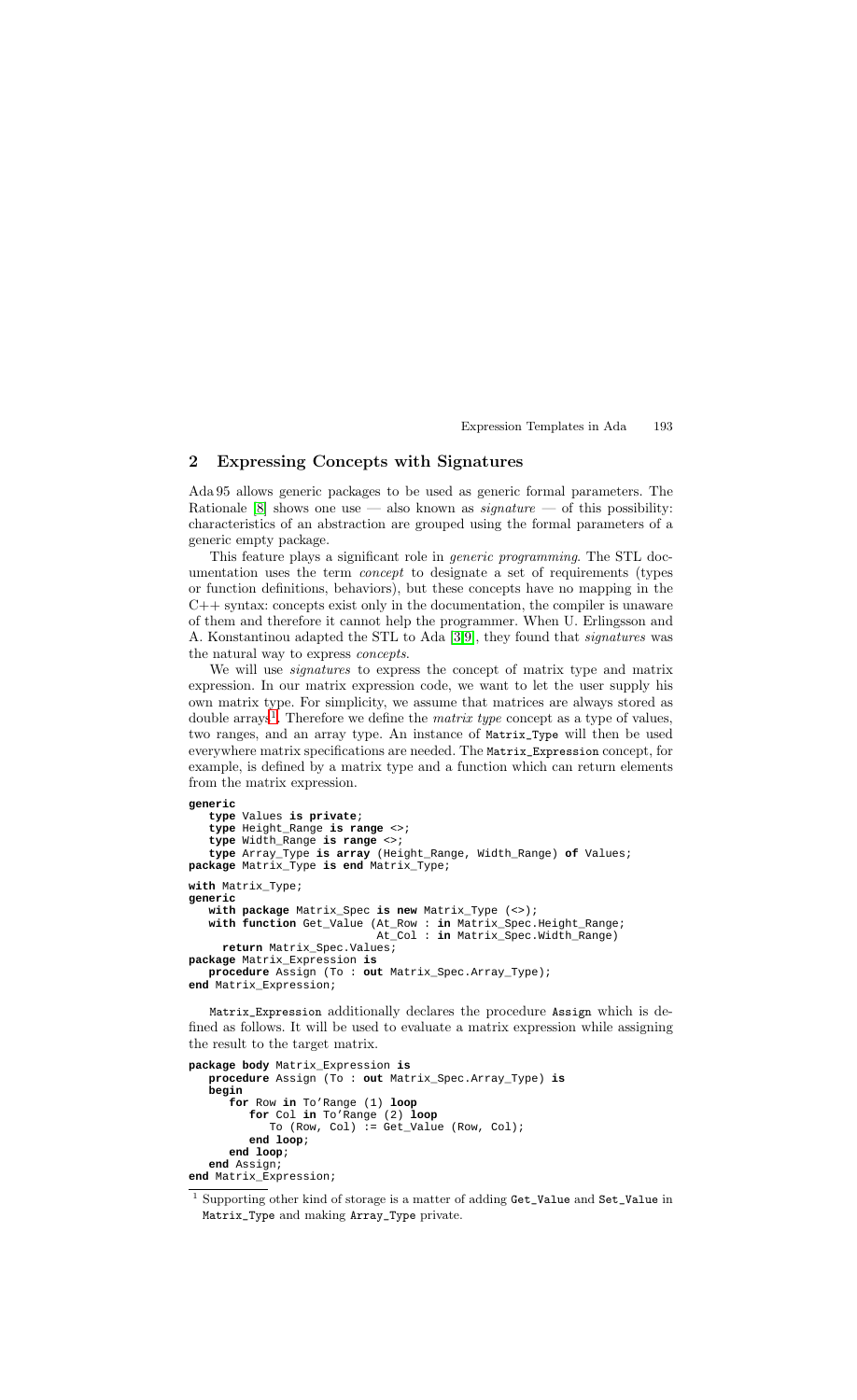## 2 Expressing Concepts with Signatures

Ada 95 allows generic packages to be used as generic formal parameters. The Rationale [8] shows one use — also known as *signature* — of this possibility: characteristics of an abstraction are grouped using the formal parameters of a generic empty package.

This feature plays a significant role in *generic programming*. The STL documentation uses the term *concept* to designate a set of requirements (types or function definitions, behaviors), but these concepts have no mapping in the C++ syntax: concepts exist only in the documentation, the compiler is unaware of them and therefore it cannot help the programmer. When U. Erlingsson and A. Konstantinou adapted the STL to Ada [3,9], they found that *signatures* was the natural way to express *concepts*.

We will use *signatures* to express the concept of matrix type and matrix expression. In our matrix expression code, we want to let the user supply his own matrix type. For simplicity, we assume that matrices are always stored as double arrays[1]. Therefore we define the *matrix type* concept as a type of values, two ranges, and an array type. An instance of `Matrix_Type` will then be used everywhere matrix specifications are needed. The `Matrix_Expression` concept, for example, is defined by a matrix type and a function which can return elements from the matrix expression.

```
generic
   type Values is private;
   type Height_Range is range <>;
   type Width_Range is range <>;
   type Array_Type is array (Height_Range, Width_Range) of Values;
package Matrix_Type is end Matrix_Type;

with Matrix_Type;
generic
   with package Matrix_Spec is new Matrix_Type (<>);
   with function Get_Value (At_Row : in Matrix_Spec.Height_Range;
                            At_Col : in Matrix_Spec.Width_Range)
     return Matrix_Spec.Values;
package Matrix_Expression is
   procedure Assign (To : out Matrix_Spec.Array_Type);
end Matrix_Expression;
```

`Matrix_Expression` additionally declares the procedure `Assign` which is defined as follows. It will be used to evaluate a matrix expression while assigning the result to the target matrix.

```
package body Matrix_Expression is
   procedure Assign (To : out Matrix_Spec.Array_Type) is
   begin
      for Row in To'Range (1) loop
         for Col in To'Range (2) loop
            To (Row, Col) := Get_Value (Row, Col);
         end loop;
      end loop;
   end Assign;
end Matrix_Expression;
```

[1] Supporting other kind of storage is a matter of adding `Get_Value` and `Set_Value` in `Matrix_Type` and making `Array_Type` private.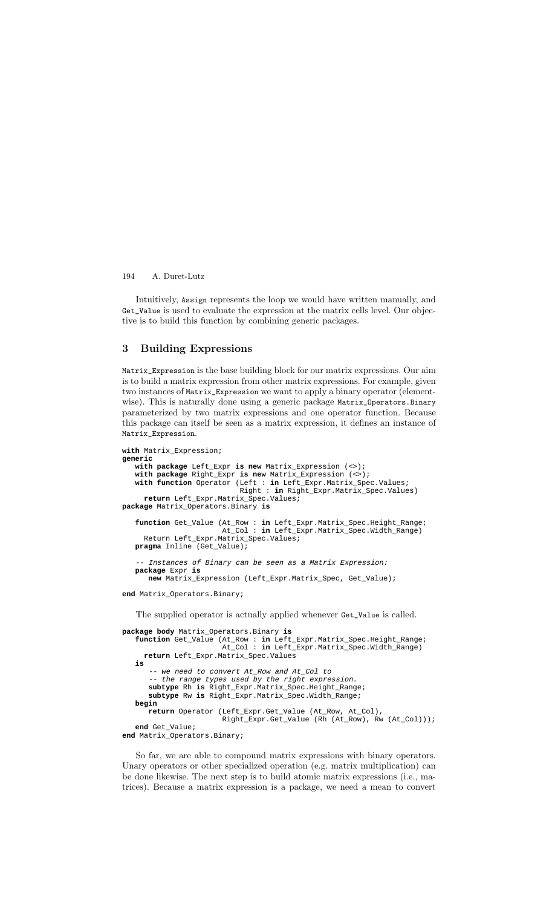Intuitively, `Assign` represents the loop we would have written manually, and `Get_Value` is used to evaluate the expression at the matrix cells level. Our objective is to build this function by combining generic packages.

## 3 Building Expressions

`Matrix_Expression` is the base building block for our matrix expressions. Our aim is to build a matrix expression from other matrix expressions. For example, given two instances of `Matrix_Expression` we want to apply a binary operator (elementwise). This is naturally done using a generic package `Matrix_Operators.Binary` parameterized by two matrix expressions and one operator function. Because this package can itself be seen as a matrix expression, it defines an instance of `Matrix_Expression`.

```
with Matrix_Expression;
generic
   with package Left_Expr is new Matrix_Expression (<>);
   with package Right_Expr is new Matrix_Expression (<>);
   with function Operator (Left : in Left_Expr.Matrix_Spec.Values;
                           Right : in Right_Expr.Matrix_Spec.Values)
     return Left_Expr.Matrix_Spec.Values;
package Matrix_Operators.Binary is

   function Get_Value (At_Row : in Left_Expr.Matrix_Spec.Height_Range;
                       At_Col : in Left_Expr.Matrix_Spec.Width_Range)
     Return Left_Expr.Matrix_Spec.Values;
   pragma Inline (Get_Value);

   -- Instances of Binary can be seen as a Matrix Expression:
   package Expr is
      new Matrix_Expression (Left_Expr.Matrix_Spec, Get_Value);

end Matrix_Operators.Binary;
```

The supplied operator is actually applied whenever `Get_Value` is called.

```
package body Matrix_Operators.Binary is
   function Get_Value (At_Row : in Left_Expr.Matrix_Spec.Height_Range;
                       At_Col : in Left_Expr.Matrix_Spec.Width_Range)
     return Left_Expr.Matrix_Spec.Values
   is
      -- we need to convert At_Row and At_Col to
      -- the range types used by the right expression.
      subtype Rh is Right_Expr.Matrix_Spec.Height_Range;
      subtype Rw is Right_Expr.Matrix_Spec.Width_Range;
   begin
      return Operator (Left_Expr.Get_Value (At_Row, At_Col),
                       Right_Expr.Get_Value (Rh (At_Row), Rw (At_Col)));
   end Get_Value;
end Matrix_Operators.Binary;
```

So far, we are able to compound matrix expressions with binary operators. Unary operators or other specialized operation (e.g. matrix multiplication) can be done likewise. The next step is to build atomic matrix expressions (i.e., matrices). Because a matrix expression is a package, we need a mean to convert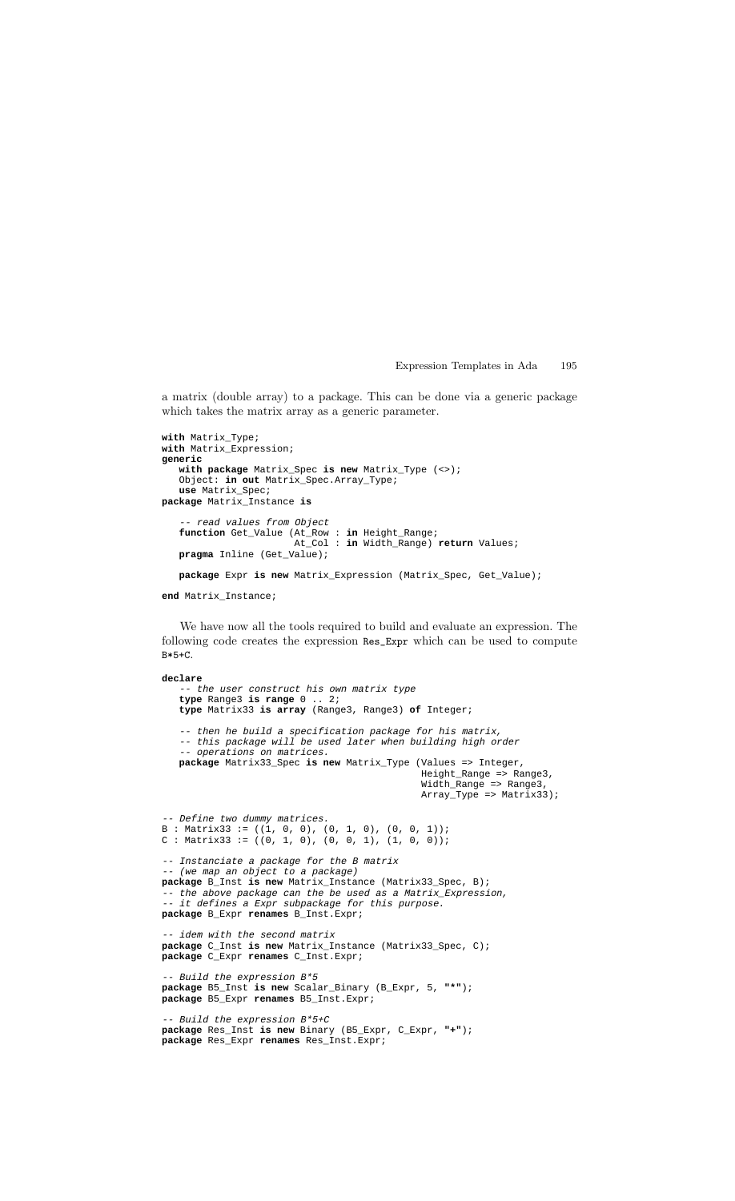a matrix (double array) to a package. This can be done via a generic package which takes the matrix array as a generic parameter.

```
with Matrix_Type;
with Matrix_Expression;
generic
   with package Matrix_Spec is new Matrix_Type (<>);
   Object: in out Matrix_Spec.Array_Type;
   use Matrix_Spec;
package Matrix_Instance is

   -- read values from Object
   function Get_Value (At_Row : in Height_Range;
                       At_Col : in Width_Range) return Values;
   pragma Inline (Get_Value);

   package Expr is new Matrix_Expression (Matrix_Spec, Get_Value);

end Matrix_Instance;
```

We have now all the tools required to build and evaluate an expression. The following code creates the expression `Res_Expr` which can be used to compute `B*5+C`.

```
declare
   -- the user construct his own matrix type
   type Range3 is range 0 .. 2;
   type Matrix33 is array (Range3, Range3) of Integer;

   -- then he build a specification package for his matrix,
   -- this package will be used later when building high order
   -- operations on matrices.
   package Matrix33_Spec is new Matrix_Type (Values => Integer,
                                             Height_Range => Range3,
                                             Width_Range => Range3,
                                             Array_Type => Matrix33);

-- Define two dummy matrices.
B : Matrix33 := ((1, 0, 0), (0, 1, 0), (0, 0, 1));
C : Matrix33 := ((0, 1, 0), (0, 0, 1), (1, 0, 0));

-- Instanciate a package for the B matrix
-- (we map an object to a package)
package B_Inst is new Matrix_Instance (Matrix33_Spec, B);
-- the above package can the be used as a Matrix_Expression,
-- it defines a Expr subpackage for this purpose.
package B_Expr renames B_Inst.Expr;

-- idem with the second matrix
package C_Inst is new Matrix_Instance (Matrix33_Spec, C);
package C_Expr renames C_Inst.Expr;

-- Build the expression B*5
package B5_Inst is new Scalar_Binary (B_Expr, 5, "*");
package B5_Expr renames B5_Inst.Expr;

-- Build the expression B*5+C
package Res_Inst is new Binary (B5_Expr, C_Expr, "+");
package Res_Expr renames Res_Inst.Expr;
```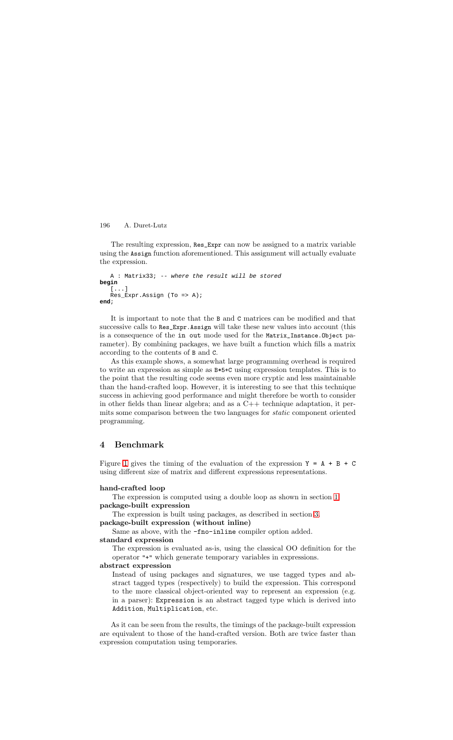The resulting expression, `Res_Expr` can now be assigned to a matrix variable using the `Assign` function aforementioned. This assignment will actually evaluate the expression.

```
   A : Matrix33; -- where the result will be stored
begin
   [...]
   Res_Expr.Assign (To => A);
end;
```

It is important to note that the `B` and `C` matrices can be modified and that successive calls to `Res_Expr.Assign` will take these new values into account (this is a consequence of the `in out` mode used for the `Matrix_Instance.Object` parameter). By combining packages, we have built a function which fills a matrix according to the contents of `B` and `C`.

As this example shows, a somewhat large programming overhead is required to write an expression as simple as `B*5+C` using expression templates. This is to the point that the resulting code seems even more cryptic and less maintainable than the hand-crafted loop. However, it is interesting to see that this technique success in achieving good performance and might therefore be worth to consider in other fields than linear algebra; and as a C++ technique adaptation, it permits some comparison between the two languages for *static* component oriented programming.

## 4 Benchmark

Figure 1 gives the timing of the evaluation of the expression `Y = A + B + C` using different size of matrix and different expressions representations.

**hand-crafted loop**
The expression is computed using a double loop as shown in section 1.

**package-built expression**
The expression is built using packages, as described in section 3.

**package-built expression (without inline)**
Same as above, with the `-fno-inline` compiler option added.

**standard expression**
The expression is evaluated as-is, using the classical OO definition for the operator `"+"` which generate temporary variables in expressions.

**abstract expression**
Instead of using packages and signatures, we use tagged types and abstract tagged types (respectively) to build the expression. This correspond to the more classical object-oriented way to represent an expression (e.g. in a parser): `Expression` is an abstract tagged type which is derived into `Addition`, `Multiplication`, etc.

As it can be seen from the results, the timings of the package-built expression are equivalent to those of the hand-crafted version. Both are twice faster than expression computation using temporaries.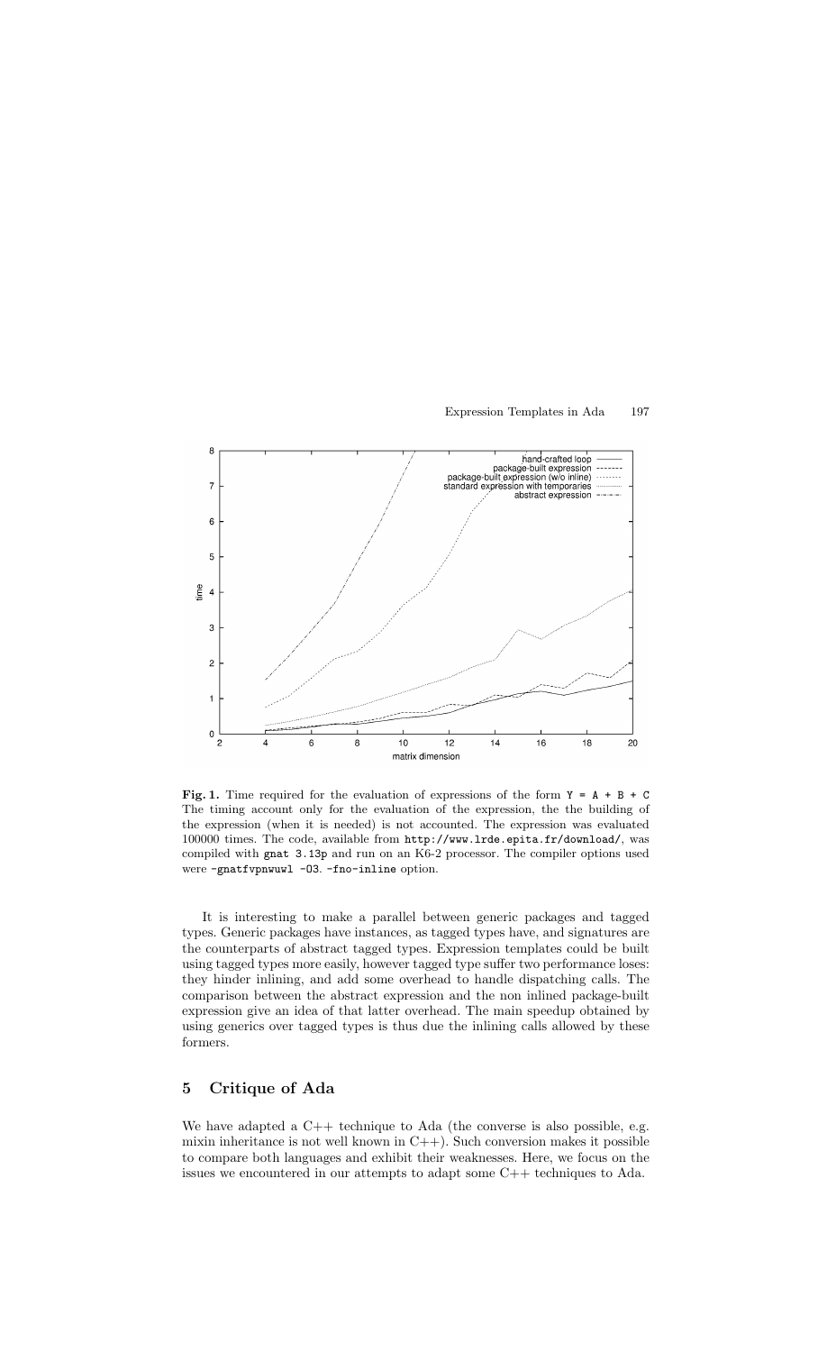**Fig. 1.** Time required for the evaluation of expressions of the form `Y = A + B + C` The timing account only for the evaluation of the expression, the the building of the expression (when it is needed) is not accounted. The expression was evaluated 100000 times. The code, available from `http://www.lrde.epita.fr/download/`, was compiled with `gnat 3.13p` and run on an K6-2 processor. The compiler options used were `-gnatfvpnwuwl -O3. -fno-inline` option.

It is interesting to make a parallel between generic packages and tagged types. Generic packages have instances, as tagged types have, and signatures are the counterparts of abstract tagged types. Expression templates could be built using tagged types more easily, however tagged type suffer two performance loses: they hinder inlining, and add some overhead to handle dispatching calls. The comparison between the abstract expression and the non inlined package-built expression give an idea of that latter overhead. The main speedup obtained by using generics over tagged types is thus due the inlining calls allowed by these formers.

## 5 Critique of Ada

We have adapted a C++ technique to Ada (the converse is also possible, e.g. mixin inheritance is not well known in C++). Such conversion makes it possible to compare both languages and exhibit their weaknesses. Here, we focus on the issues we encountered in our attempts to adapt some C++ techniques to Ada.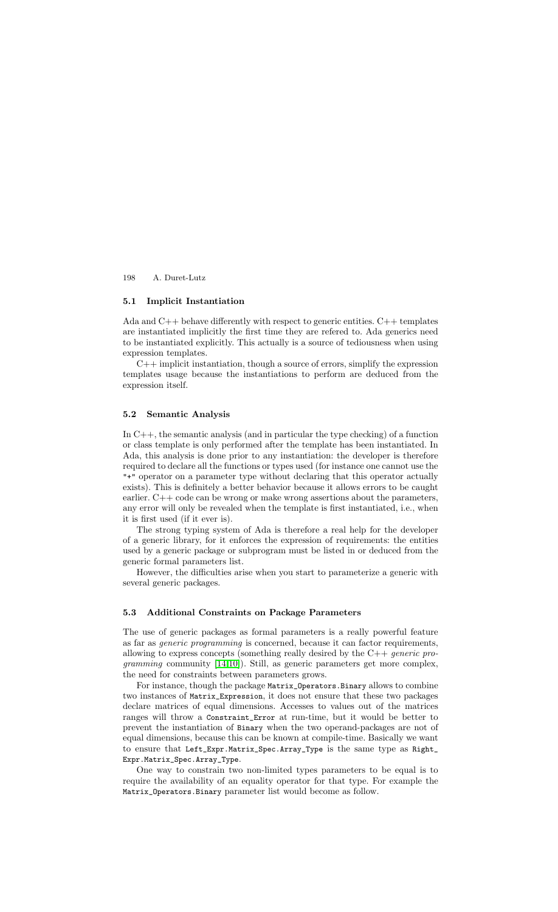### 5.1 Implicit Instantiation

Ada and C++ behave differently with respect to generic entities. C++ templates are instantiated implicitly the first time they are refered to. Ada generics need to be instantiated explicitly. This actually is a source of tediousness when using expression templates.

C++ implicit instantiation, though a source of errors, simplify the expression templates usage because the instantiations to perform are deduced from the expression itself.

### 5.2 Semantic Analysis

In C++, the semantic analysis (and in particular the type checking) of a function or class template is only performed after the template has been instantiated. In Ada, this analysis is done prior to any instantiation: the developer is therefore required to declare all the functions or types used (for instance one cannot use the `"+"` operator on a parameter type without declaring that this operator actually exists). This is definitely a better behavior because it allows errors to be caught earlier. C++ code can be wrong or make wrong assertions about the parameters, any error will only be revealed when the template is first instantiated, i.e., when it is first used (if it ever is).

The strong typing system of Ada is therefore a real help for the developer of a generic library, for it enforces the expression of requirements: the entities used by a generic package or subprogram must be listed in or deduced from the generic formal parameters list.

However, the difficulties arise when you start to parameterize a generic with several generic packages.

### 5.3 Additional Constraints on Package Parameters

The use of generic packages as formal parameters is a really powerful feature as far as *generic programming* is concerned, because it can factor requirements, allowing to express concepts (something really desired by the C++ *generic programming* community [14,10]). Still, as generic parameters get more complex, the need for constraints between parameters grows.

For instance, though the package `Matrix_Operators.Binary` allows to combine two instances of `Matrix_Expression`, it does not ensure that these two packages declare matrices of equal dimensions. Accesses to values out of the matrices ranges will throw a `Constraint_Error` at run-time, but it would be better to prevent the instantiation of `Binary` when the two operand-packages are not of equal dimensions, because this can be known at compile-time. Basically we want to ensure that `Left_Expr.Matrix_Spec.Array_Type` is the same type as `Right_Expr.Matrix_Spec.Array_Type`.

One way to constrain two non-limited types parameters to be equal is to require the availability of an equality operator for that type. For example the `Matrix_Operators.Binary` parameter list would become as follow.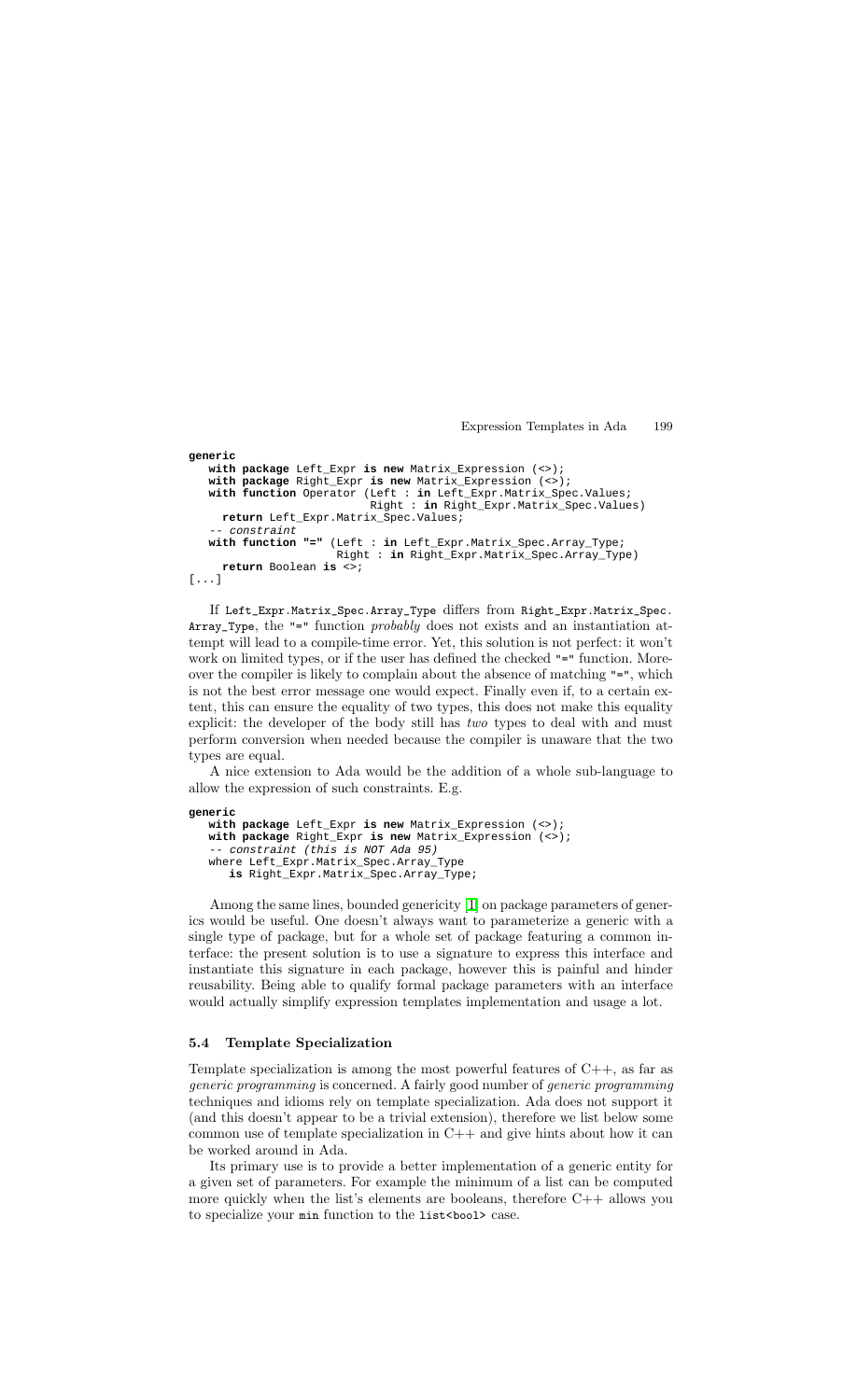```
generic
   with package Left_Expr is new Matrix_Expression (<>);
   with package Right_Expr is new Matrix_Expression (<>);
   with function Operator (Left : in Left_Expr.Matrix_Spec.Values;
                           Right : in Right_Expr.Matrix_Spec.Values)
     return Left_Expr.Matrix_Spec.Values;
   -- constraint
   with function "=" (Left : in Left_Expr.Matrix_Spec.Array_Type;
                      Right : in Right_Expr.Matrix_Spec.Array_Type)
     return Boolean is <>;
[...]
```

If `Left_Expr.Matrix_Spec.Array_Type` differs from `Right_Expr.Matrix_Spec.Array_Type`, the `"="` function *probably* does not exists and an instantiation attempt will lead to a compile-time error. Yet, this solution is not perfect: it won't work on limited types, or if the user has defined the checked `"="` function. Moreover the compiler is likely to complain about the absence of matching `"="`, which is not the best error message one would expect. Finally even if, to a certain extent, this can ensure the equality of two types, this does not make this equality explicit: the developer of the body still has *two* types to deal with and must perform conversion when needed because the compiler is unaware that the two types are equal.

A nice extension to Ada would be the addition of a whole sub-language to allow the expression of such constraints. E.g.

```
generic
   with package Left_Expr is new Matrix_Expression (<>);
   with package Right_Expr is new Matrix_Expression (<>);
   -- constraint (this is NOT Ada 95)
   where Left_Expr.Matrix_Spec.Array_Type
      is Right_Expr.Matrix_Spec.Array_Type;
```

Among the same lines, bounded genericity [1] on package parameters of generics would be useful. One doesn't always want to parameterize a generic with a single type of package, but for a whole set of package featuring a common interface: the present solution is to use a signature to express this interface and instantiate this signature in each package, however this is painful and hinder reusability. Being able to qualify formal package parameters with an interface would actually simplify expression templates implementation and usage a lot.

### 5.4 Template Specialization

Template specialization is among the most powerful features of C++, as far as *generic programming* is concerned. A fairly good number of *generic programming* techniques and idioms rely on template specialization. Ada does not support it (and this doesn't appear to be a trivial extension), therefore we list below some common use of template specialization in C++ and give hints about how it can be worked around in Ada.

Its primary use is to provide a better implementation of a generic entity for a given set of parameters. For example the minimum of a list can be computed more quickly when the list's elements are booleans, therefore C++ allows you to specialize your `min` function to the `list<bool>` case.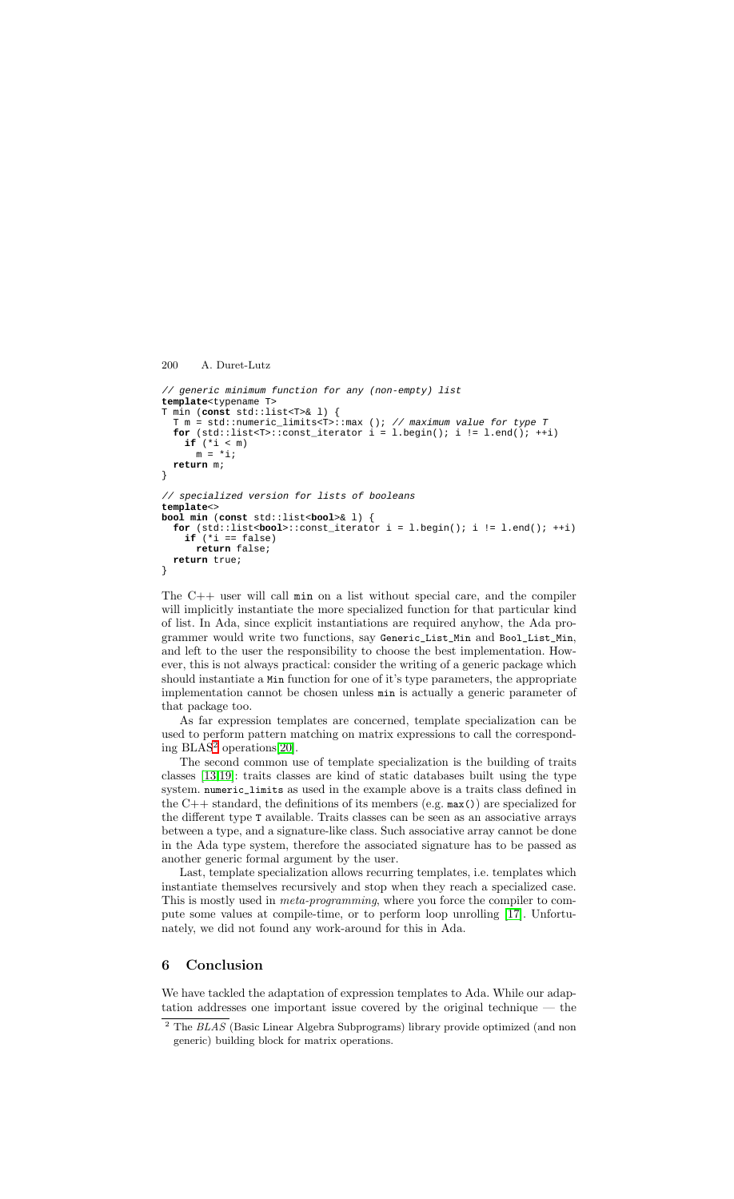```
// generic minimum function for any (non-empty) list
template<typename T>
T min (const std::list<T>& l) {
  T m = std::numeric_limits<T>::max (); // maximum value for type T
  for (std::list<T>::const_iterator i = l.begin(); i != l.end(); ++i)
    if (*i < m)
      m = *i;
  return m;
}

// specialized version for lists of booleans
template<>
bool min (const std::list<bool>& l) {
  for (std::list<bool>::const_iterator i = l.begin(); i != l.end(); ++i)
    if (*i == false)
      return false;
  return true;
}
```

The C++ user will call `min` on a list without special care, and the compiler will implicitly instantiate the more specialized function for that particular kind of list. In Ada, since explicit instantiations are required anyhow, the Ada programmer would write two functions, say `Generic_List_Min` and `Bool_List_Min`, and left to the user the responsibility to choose the best implementation. However, this is not always practical: consider the writing of a generic package which should instantiate a `Min` function for one of it's type parameters, the appropriate implementation cannot be chosen unless `min` is actually a generic parameter of that package too.

As far as expression templates are concerned, template specialization can be used to perform pattern matching on matrix expressions to call the corresponding BLAS[2] operations[20].

The second common use of template specialization is the building of traits classes [13,19]: traits classes are kind of static databases built using the type system. `numeric_limits` as used in the example above is a traits class defined in the C++ standard, the definitions of its members (e.g. `max()`) are specialized for the different type `T` available. Traits classes can be seen as an associative arrays between a type, and a signature-like class. Such associative array cannot be done in the Ada type system, therefore the associated signature has to be passed as another generic formal argument by the user.

Last, template specialization allows recurring templates, i.e. templates which instantiate themselves recursively and stop when they reach a specialized case. This is mostly used in *meta-programming*, where you force the compiler to compute some values at compile-time, or to perform loop unrolling [17]. Unfortunately, we did not found any work-around for this in Ada.

## 6 Conclusion

We have tackled the adaptation of expression templates to Ada. While our adaptation addresses one important issue covered by the original technique — the

[2] The *BLAS* (Basic Linear Algebra Subprograms) library provide optimized (and non generic) building block for matrix operations.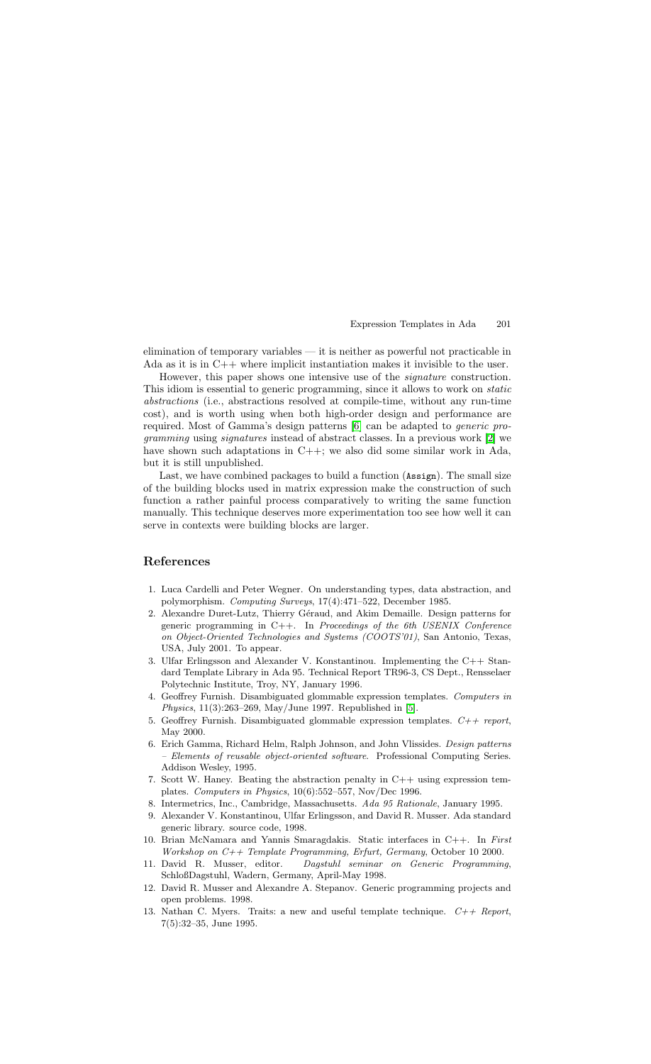elimination of temporary variables — it is neither as powerful not practicable in Ada as it is in C++ where implicit instantiation makes it invisible to the user.

However, this paper shows one intensive use of the *signature* construction. This idiom is essential to generic programming, since it allows to work on *static abstractions* (i.e., abstractions resolved at compile-time, without any run-time cost), and is worth using when both high-order design and performance are required. Most of Gamma's design patterns [6] can be adapted to *generic programming* using *signatures* instead of abstract classes. In a previous work [2] we have shown such adaptations in C++; we also did some similar work in Ada, but it is still unpublished.

Last, we have combined packages to build a function (`Assign`). The small size of the building blocks used in matrix expression make the construction of such function a rather painful process comparatively to writing the same function manually. This technique deserves more experimentation too see how well it can serve in contexts were building blocks are larger.

## References

1. Luca Cardelli and Peter Wegner. On understanding types, data abstraction, and polymorphism. *Computing Surveys*, 17(4):471–522, December 1985.
2. Alexandre Duret-Lutz, Thierry Géraud, and Akim Demaille. Design patterns for generic programming in C++. In *Proceedings of the 6th USENIX Conference on Object-Oriented Technologies and Systems (COOTS'01)*, San Antonio, Texas, USA, July 2001. To appear.
3. Ulfar Erlingsson and Alexander V. Konstantinou. Implementing the C++ Standard Template Library in Ada 95. Technical Report TR96-3, CS Dept., Rensselaer Polytechnic Institute, Troy, NY, January 1996.
4. Geoffrey Furnish. Disambiguated glommable expression templates. *Computers in Physics*, 11(3):263–269, May/June 1997. Republished in [5].
5. Geoffrey Furnish. Disambiguated glommable expression templates. *C++ report*, May 2000.
6. Erich Gamma, Richard Helm, Ralph Johnson, and John Vlissides. *Design patterns – Elements of reusable object-oriented software*. Professional Computing Series. Addison Wesley, 1995.
7. Scott W. Haney. Beating the abstraction penalty in C++ using expression templates. *Computers in Physics*, 10(6):552–557, Nov/Dec 1996.
8. Intermetrics, Inc., Cambridge, Massachusetts. *Ada 95 Rationale*, January 1995.
9. Alexander V. Konstantinou, Ulfar Erlingsson, and David R. Musser. Ada standard generic library. source code, 1998.
10. Brian McNamara and Yannis Smaragdakis. Static interfaces in C++. In *First Workshop on C++ Template Programming, Erfurt, Germany*, October 10 2000.
11. David R. Musser, editor. *Dagstuhl seminar on Generic Programming*, SchloßDagstuhl, Wadern, Germany, April-May 1998.
12. David R. Musser and Alexandre A. Stepanov. Generic programming projects and open problems. 1998.
13. Nathan C. Myers. Traits: a new and useful template technique. *C++ Report*, 7(5):32–35, June 1995.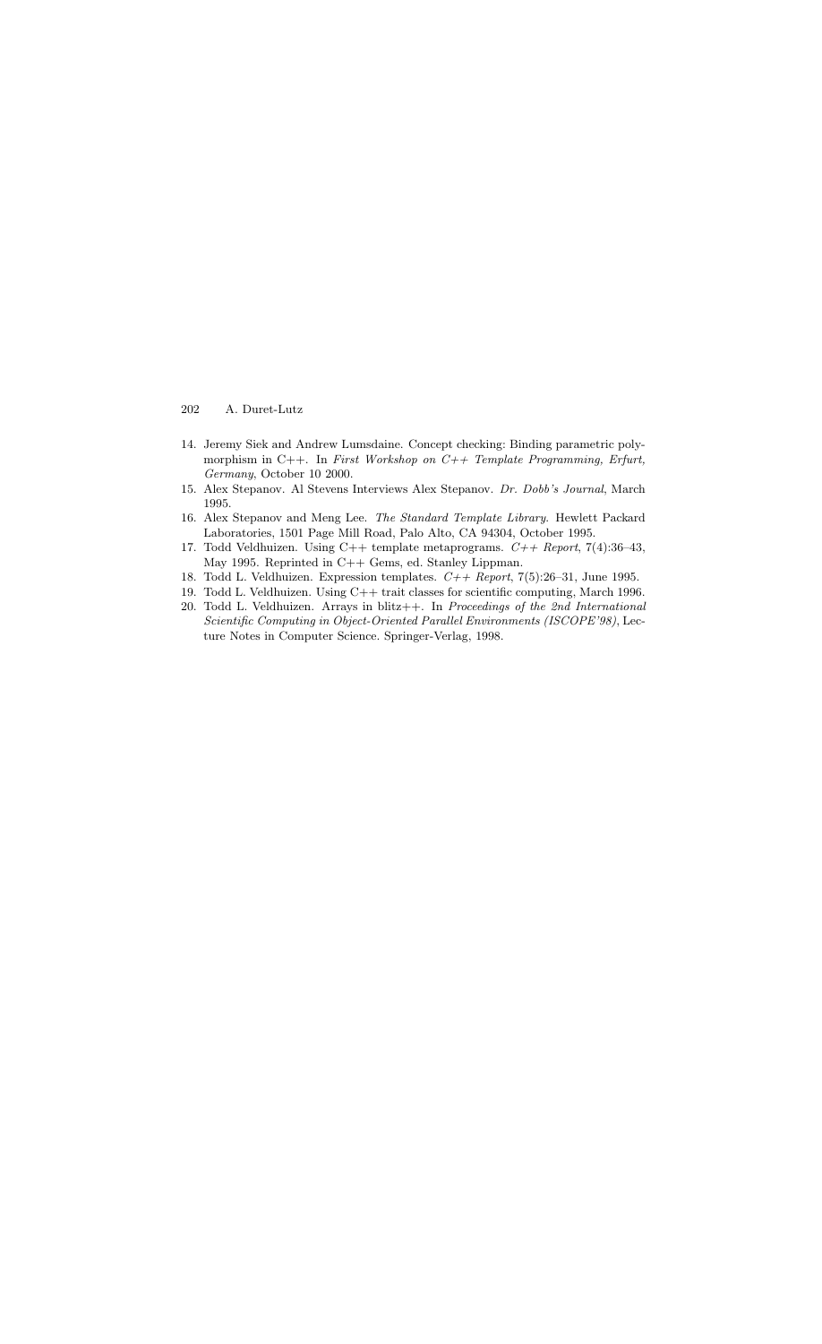14. Jeremy Siek and Andrew Lumsdaine. Concept checking: Binding parametric polymorphism in C++. In *First Workshop on C++ Template Programming, Erfurt, Germany*, October 10 2000.
15. Alex Stepanov. Al Stevens Interviews Alex Stepanov. *Dr. Dobb's Journal*, March 1995.
16. Alex Stepanov and Meng Lee. *The Standard Template Library*. Hewlett Packard Laboratories, 1501 Page Mill Road, Palo Alto, CA 94304, October 1995.
17. Todd Veldhuizen. Using C++ template metaprograms. *C++ Report*, 7(4):36–43, May 1995. Reprinted in C++ Gems, ed. Stanley Lippman.
18. Todd L. Veldhuizen. Expression templates. *C++ Report*, 7(5):26–31, June 1995.
19. Todd L. Veldhuizen. Using C++ trait classes for scientific computing, March 1996.
20. Todd L. Veldhuizen. Arrays in blitz++. In *Proceedings of the 2nd International Scientific Computing in Object-Oriented Parallel Environments (ISCOPE'98)*, Lecture Notes in Computer Science. Springer-Verlag, 1998.